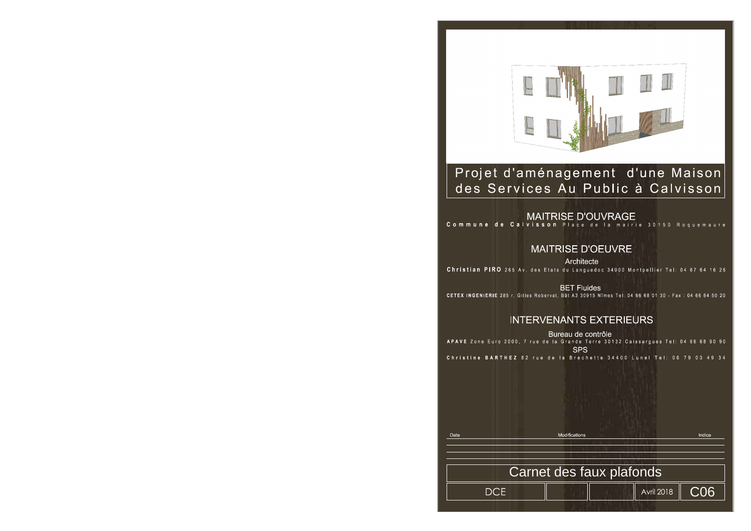# Projet d'aménagement d'une Maison des Services Au Public à Calvisson

## MAITRISE D'OUVRAGE

**Commune de Calvisson** Place de la mairie 30150 Roquemaure

## MAITRISE D'OEUVRE

Architecte

**Christian PIRO** 265 Av. des Etats du Languedoc 34000 Montpellier Tel: 04 67 64 16 26

BET Fluides

**CETEX INGENIERIE** 285 r. Gilles Roberval, Bât A3 30915 Nîmes Tel: 04 66 68 01 30 - Fax : 04 66 64 50 20

## INTERVENANTS EXTERIEURS

Bureau de contrôle

**APAVE** Zone Euro 2000, 7 rue de la Grande Terre 30132 Caissargues Tel: 04 66 68 90 90

SPS

**Christine BARTHEZ** 82 rue de la Brechette 34400 Lunel Tel: 06 79 03 49 34

| Date | Modifications | Indice |
| --- | --- | --- |
| | | |
| | | |
| | | |

# Carnet des faux plafonds

| DCE | | | Avril 2018 | C06 |
| --- | --- | --- | --- | --- |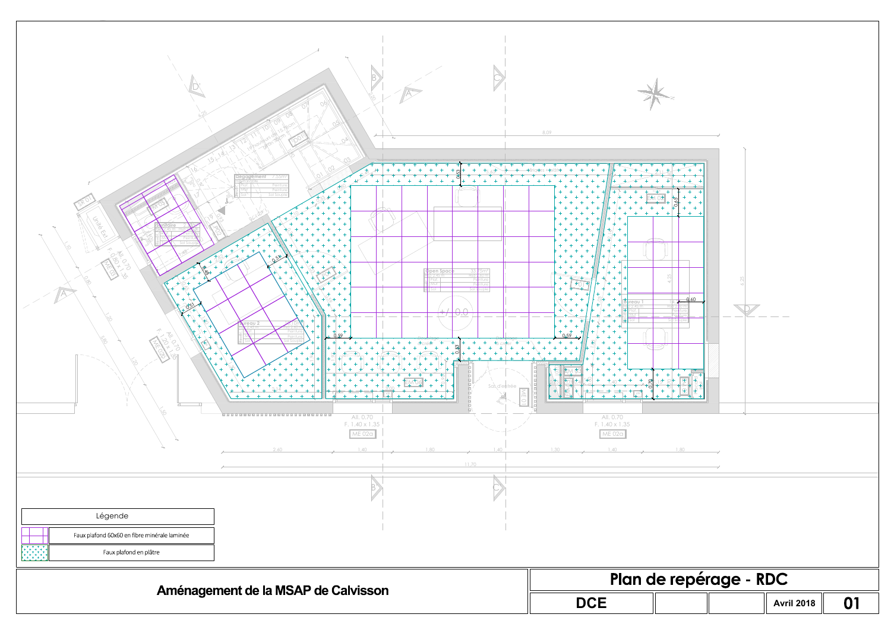## Légende

| | |
|---|---|
| | Faux plafond 60x60 en fibre minérale laminée |
| | Faux plafond en plâtre |

# Aménagement de la MSAP de Calvisson

# Plan de repérage - RDC

| DCE | | | Avril 2018 | 01 |
|---|---|---|---|---|